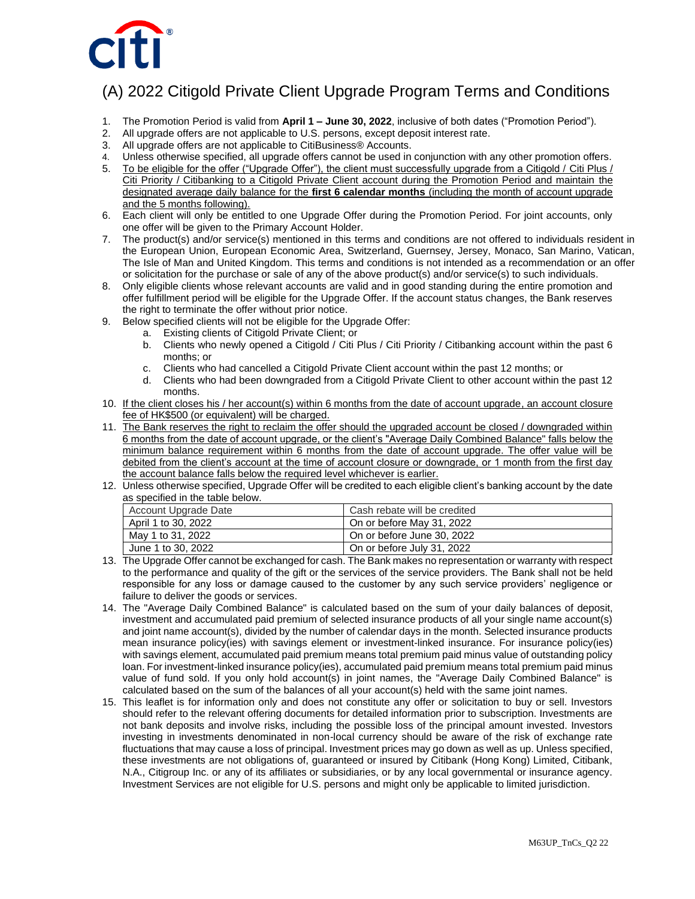# (A) 2022 Citigold Private Client Upgrade Program Terms and Conditions

1. The Promotion Period is valid from **April 1 – June 30, 2022**, inclusive of both dates ("Promotion Period").
2. All upgrade offers are not applicable to U.S. persons, except deposit interest rate.
3. All upgrade offers are not applicable to CitiBusiness® Accounts.
4. Unless otherwise specified, all upgrade offers cannot be used in conjunction with any other promotion offers.
5. To be eligible for the offer ("Upgrade Offer"), the client must successfully upgrade from a Citigold / Citi Plus / Citi Priority / Citibanking to a Citigold Private Client account during the Promotion Period and maintain the designated average daily balance for the **first 6 calendar months** (including the month of account upgrade and the 5 months following).
6. Each client will only be entitled to one Upgrade Offer during the Promotion Period. For joint accounts, only one offer will be given to the Primary Account Holder.
7. The product(s) and/or service(s) mentioned in this terms and conditions are not offered to individuals resident in the European Union, European Economic Area, Switzerland, Guernsey, Jersey, Monaco, San Marino, Vatican, The Isle of Man and United Kingdom. This terms and conditions is not intended as a recommendation or an offer or solicitation for the purchase or sale of any of the above product(s) and/or service(s) to such individuals.
8. Only eligible clients whose relevant accounts are valid and in good standing during the entire promotion and offer fulfillment period will be eligible for the Upgrade Offer. If the account status changes, the Bank reserves the right to terminate the offer without prior notice.
9. Below specified clients will not be eligible for the Upgrade Offer:
   a. Existing clients of Citigold Private Client; or
   b. Clients who newly opened a Citigold / Citi Plus / Citi Priority / Citibanking account within the past 6 months; or
   c. Clients who had cancelled a Citigold Private Client account within the past 12 months; or
   d. Clients who had been downgraded from a Citigold Private Client to other account within the past 12 months.
10. If the client closes his / her account(s) within 6 months from the date of account upgrade, an account closure fee of HK$500 (or equivalent) will be charged.
11. The Bank reserves the right to reclaim the offer should the upgraded account be closed / downgraded within 6 months from the date of account upgrade, or the client's "Average Daily Combined Balance" falls below the minimum balance requirement within 6 months from the date of account upgrade. The offer value will be debited from the client's account at the time of account closure or downgrade, or 1 month from the first day the account balance falls below the required level whichever is earlier.
12. Unless otherwise specified, Upgrade Offer will be credited to each eligible client's banking account by the date as specified in the table below.

| Account Upgrade Date | Cash rebate will be credited |
|---|---|
| April 1 to 30, 2022 | On or before May 31, 2022 |
| May 1 to 31, 2022 | On or before June 30, 2022 |
| June 1 to 30, 2022 | On or before July 31, 2022 |

13. The Upgrade Offer cannot be exchanged for cash. The Bank makes no representation or warranty with respect to the performance and quality of the gift or the services of the service providers. The Bank shall not be held responsible for any loss or damage caused to the customer by any such service providers' negligence or failure to deliver the goods or services.
14. The "Average Daily Combined Balance" is calculated based on the sum of your daily balances of deposit, investment and accumulated paid premium of selected insurance products of all your single name account(s) and joint name account(s), divided by the number of calendar days in the month. Selected insurance products mean insurance policy(ies) with savings element or investment-linked insurance. For insurance policy(ies) with savings element, accumulated paid premium means total premium paid minus value of outstanding policy loan. For investment-linked insurance policy(ies), accumulated paid premium means total premium paid minus value of fund sold. If you only hold account(s) in joint names, the "Average Daily Combined Balance" is calculated based on the sum of the balances of all your account(s) held with the same joint names.
15. This leaflet is for information only and does not constitute any offer or solicitation to buy or sell. Investors should refer to the relevant offering documents for detailed information prior to subscription. Investments are not bank deposits and involve risks, including the possible loss of the principal amount invested. Investors investing in investments denominated in non-local currency should be aware of the risk of exchange rate fluctuations that may cause a loss of principal. Investment prices may go down as well as up. Unless specified, these investments are not obligations of, guaranteed or insured by Citibank (Hong Kong) Limited, Citibank, N.A., Citigroup Inc. or any of its affiliates or subsidiaries, or by any local governmental or insurance agency. Investment Services are not eligible for U.S. persons and might only be applicable to limited jurisdiction.

M63UP_TnCs_Q2 22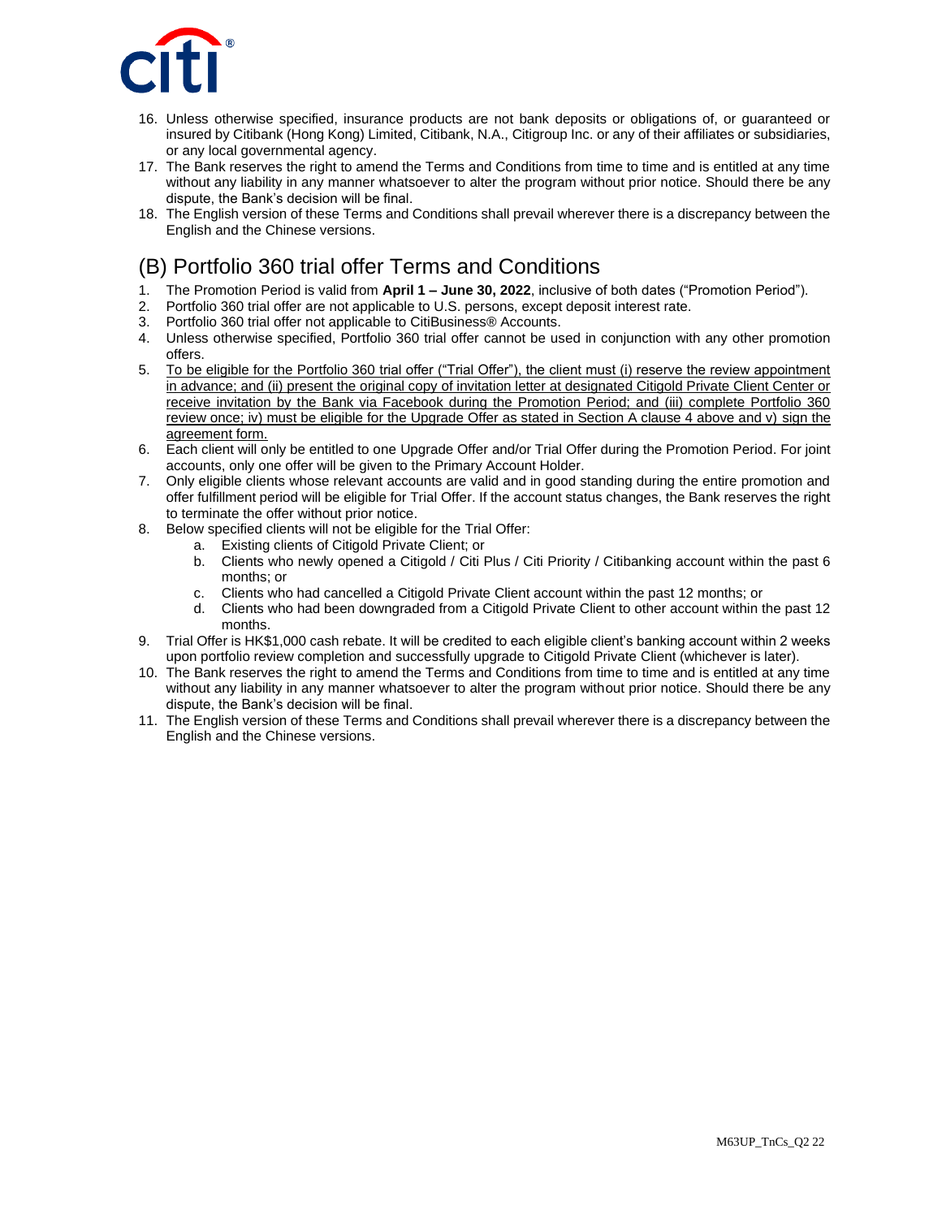16. Unless otherwise specified, insurance products are not bank deposits or obligations of, or guaranteed or insured by Citibank (Hong Kong) Limited, Citibank, N.A., Citigroup Inc. or any of their affiliates or subsidiaries, or any local governmental agency.
17. The Bank reserves the right to amend the Terms and Conditions from time to time and is entitled at any time without any liability in any manner whatsoever to alter the program without prior notice. Should there be any dispute, the Bank's decision will be final.
18. The English version of these Terms and Conditions shall prevail wherever there is a discrepancy between the English and the Chinese versions.

## (B) Portfolio 360 trial offer Terms and Conditions

1. The Promotion Period is valid from **April 1 – June 30, 2022**, inclusive of both dates ("Promotion Period").
2. Portfolio 360 trial offer are not applicable to U.S. persons, except deposit interest rate.
3. Portfolio 360 trial offer not applicable to CitiBusiness® Accounts.
4. Unless otherwise specified, Portfolio 360 trial offer cannot be used in conjunction with any other promotion offers.
5. <u>To be eligible for the Portfolio 360 trial offer ("Trial Offer"), the client must (i) reserve the review appointment in advance; and (ii) present the original copy of invitation letter at designated Citigold Private Client Center or receive invitation by the Bank via Facebook during the Promotion Period; and (iii) complete Portfolio 360 review once; iv) must be eligible for the Upgrade Offer as stated in Section A clause 4 above and v) sign the agreement form.</u>
6. Each client will only be entitled to one Upgrade Offer and/or Trial Offer during the Promotion Period. For joint accounts, only one offer will be given to the Primary Account Holder.
7. Only eligible clients whose relevant accounts are valid and in good standing during the entire promotion and offer fulfillment period will be eligible for Trial Offer. If the account status changes, the Bank reserves the right to terminate the offer without prior notice.
8. Below specified clients will not be eligible for the Trial Offer:
   a. Existing clients of Citigold Private Client; or
   b. Clients who newly opened a Citigold / Citi Plus / Citi Priority / Citibanking account within the past 6 months; or
   c. Clients who had cancelled a Citigold Private Client account within the past 12 months; or
   d. Clients who had been downgraded from a Citigold Private Client to other account within the past 12 months.
9. Trial Offer is HK$1,000 cash rebate. It will be credited to each eligible client's banking account within 2 weeks upon portfolio review completion and successfully upgrade to Citigold Private Client (whichever is later).
10. The Bank reserves the right to amend the Terms and Conditions from time to time and is entitled at any time without any liability in any manner whatsoever to alter the program without prior notice. Should there be any dispute, the Bank's decision will be final.
11. The English version of these Terms and Conditions shall prevail wherever there is a discrepancy between the English and the Chinese versions.

M63UP_TnCs_Q2 22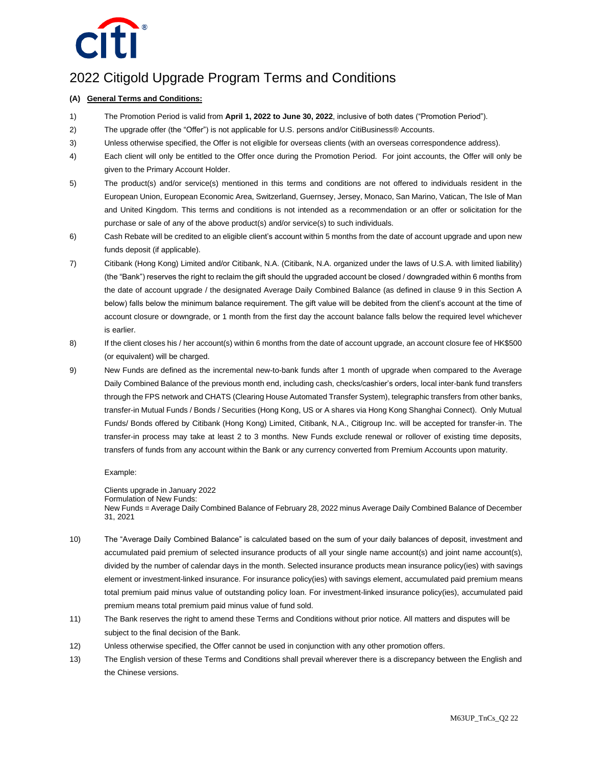# 2022 Citigold Upgrade Program Terms and Conditions

**(A) General Terms and Conditions:**

1) The Promotion Period is valid from **April 1, 2022 to June 30, 2022**, inclusive of both dates ("Promotion Period").

2) The upgrade offer (the "Offer") is not applicable for U.S. persons and/or CitiBusiness® Accounts.

3) Unless otherwise specified, the Offer is not eligible for overseas clients (with an overseas correspondence address).

4) Each client will only be entitled to the Offer once during the Promotion Period. For joint accounts, the Offer will only be given to the Primary Account Holder.

5) The product(s) and/or service(s) mentioned in this terms and conditions are not offered to individuals resident in the European Union, European Economic Area, Switzerland, Guernsey, Jersey, Monaco, San Marino, Vatican, The Isle of Man and United Kingdom. This terms and conditions is not intended as a recommendation or an offer or solicitation for the purchase or sale of any of the above product(s) and/or service(s) to such individuals.

6) Cash Rebate will be credited to an eligible client's account within 5 months from the date of account upgrade and upon new funds deposit (if applicable).

7) Citibank (Hong Kong) Limited and/or Citibank, N.A. (Citibank, N.A. organized under the laws of U.S.A. with limited liability) (the "Bank") reserves the right to reclaim the gift should the upgraded account be closed / downgraded within 6 months from the date of account upgrade / the designated Average Daily Combined Balance (as defined in clause 9 in this Section A below) falls below the minimum balance requirement. The gift value will be debited from the client's account at the time of account closure or downgrade, or 1 month from the first day the account balance falls below the required level whichever is earlier.

8) If the client closes his / her account(s) within 6 months from the date of account upgrade, an account closure fee of HK$500 (or equivalent) will be charged.

9) New Funds are defined as the incremental new-to-bank funds after 1 month of upgrade when compared to the Average Daily Combined Balance of the previous month end, including cash, checks/cashier's orders, local inter-bank fund transfers through the FPS network and CHATS (Clearing House Automated Transfer System), telegraphic transfers from other banks, transfer-in Mutual Funds / Bonds / Securities (Hong Kong, US or A shares via Hong Kong Shanghai Connect). Only Mutual Funds/ Bonds offered by Citibank (Hong Kong) Limited, Citibank, N.A., Citigroup Inc. will be accepted for transfer-in. The transfer-in process may take at least 2 to 3 months. New Funds exclude renewal or rollover of existing time deposits, transfers of funds from any account within the Bank or any currency converted from Premium Accounts upon maturity.

   Example:

   Clients upgrade in January 2022
   Formulation of New Funds:
   New Funds = Average Daily Combined Balance of February 28, 2022 minus Average Daily Combined Balance of December 31, 2021

10) The "Average Daily Combined Balance" is calculated based on the sum of your daily balances of deposit, investment and accumulated paid premium of selected insurance products of all your single name account(s) and joint name account(s), divided by the number of calendar days in the month. Selected insurance products mean insurance policy(ies) with savings element or investment-linked insurance. For insurance policy(ies) with savings element, accumulated paid premium means total premium paid minus value of outstanding policy loan. For investment-linked insurance policy(ies), accumulated paid premium means total premium paid minus value of fund sold.

11) The Bank reserves the right to amend these Terms and Conditions without prior notice. All matters and disputes will be subject to the final decision of the Bank.

12) Unless otherwise specified, the Offer cannot be used in conjunction with any other promotion offers.

13) The English version of these Terms and Conditions shall prevail wherever there is a discrepancy between the English and the Chinese versions.

M63UP_TnCs_Q2 22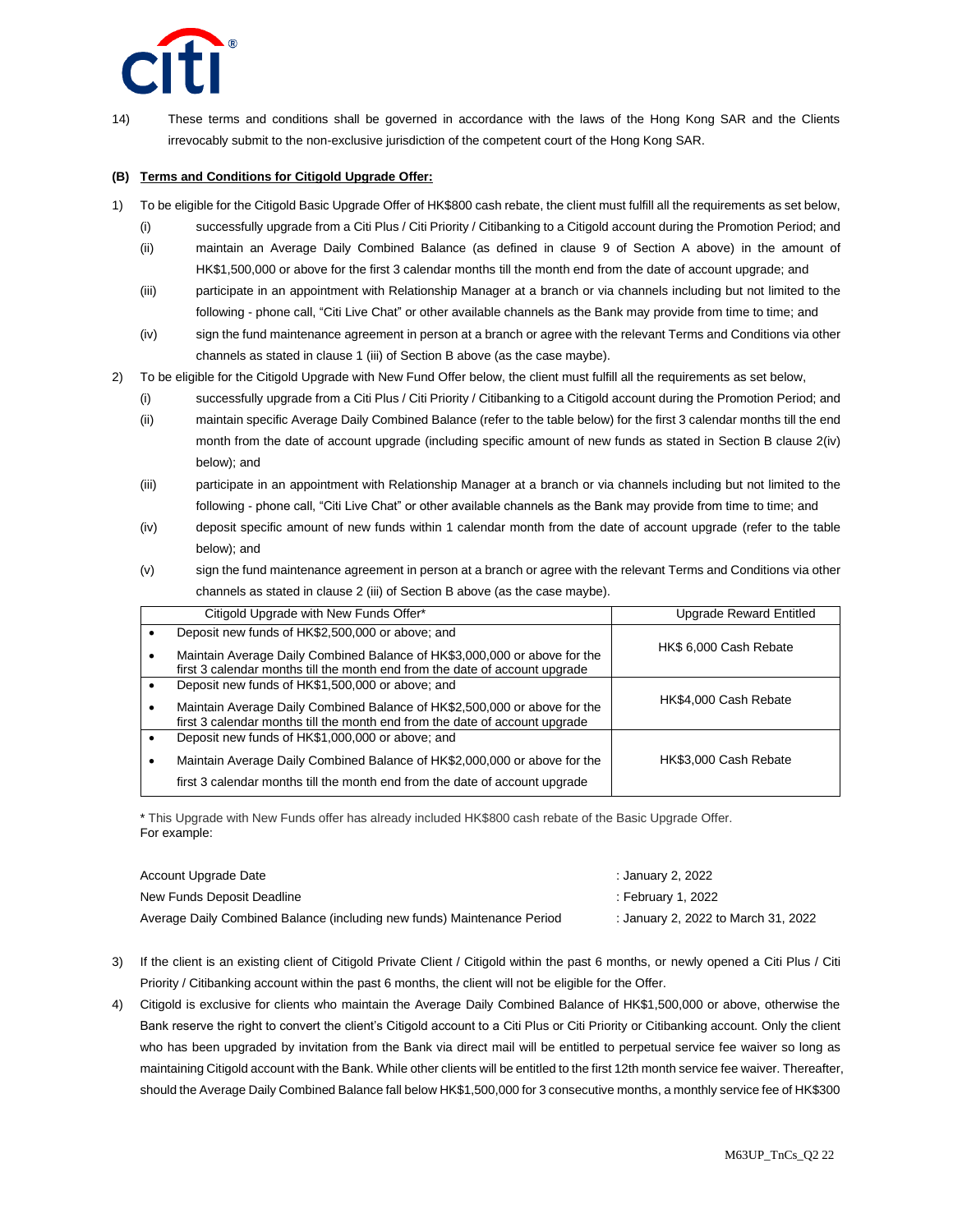14) These terms and conditions shall be governed in accordance with the laws of the Hong Kong SAR and the Clients irrevocably submit to the non-exclusive jurisdiction of the competent court of the Hong Kong SAR.

**(B) Terms and Conditions for Citigold Upgrade Offer:**

1) To be eligible for the Citigold Basic Upgrade Offer of HK$800 cash rebate, the client must fulfill all the requirements as set below,
   - (i) successfully upgrade from a Citi Plus / Citi Priority / Citibanking to a Citigold account during the Promotion Period; and
   - (ii) maintain an Average Daily Combined Balance (as defined in clause 9 of Section A above) in the amount of HK$1,500,000 or above for the first 3 calendar months till the month end from the date of account upgrade; and
   - (iii) participate in an appointment with Relationship Manager at a branch or via channels including but not limited to the following - phone call, "Citi Live Chat" or other available channels as the Bank may provide from time to time; and
   - (iv) sign the fund maintenance agreement in person at a branch or agree with the relevant Terms and Conditions via other channels as stated in clause 1 (iii) of Section B above (as the case maybe).

2) To be eligible for the Citigold Upgrade with New Fund Offer below, the client must fulfill all the requirements as set below,
   - (i) successfully upgrade from a Citi Plus / Citi Priority / Citibanking to a Citigold account during the Promotion Period; and
   - (ii) maintain specific Average Daily Combined Balance (refer to the table below) for the first 3 calendar months till the end month from the date of account upgrade (including specific amount of new funds as stated in Section B clause 2(iv) below); and
   - (iii) participate in an appointment with Relationship Manager at a branch or via channels including but not limited to the following - phone call, "Citi Live Chat" or other available channels as the Bank may provide from time to time; and
   - (iv) deposit specific amount of new funds within 1 calendar month from the date of account upgrade (refer to the table below); and
   - (v) sign the fund maintenance agreement in person at a branch or agree with the relevant Terms and Conditions via other channels as stated in clause 2 (iii) of Section B above (as the case maybe).

| Citigold Upgrade with New Funds Offer* | Upgrade Reward Entitled |
| --- | --- |
| • Deposit new funds of HK$2,500,000 or above; and<br>• Maintain Average Daily Combined Balance of HK$3,000,000 or above for the first 3 calendar months till the month end from the date of account upgrade | HK$ 6,000 Cash Rebate |
| • Deposit new funds of HK$1,500,000 or above; and<br>• Maintain Average Daily Combined Balance of HK$2,500,000 or above for the first 3 calendar months till the month end from the date of account upgrade | HK$4,000 Cash Rebate |
| • Deposit new funds of HK$1,000,000 or above; and<br>• Maintain Average Daily Combined Balance of HK$2,000,000 or above for the first 3 calendar months till the month end from the date of account upgrade | HK$3,000 Cash Rebate |

\* This Upgrade with New Funds offer has already included HK$800 cash rebate of the Basic Upgrade Offer.
For example:

| | |
| --- | --- |
| Account Upgrade Date | : January 2, 2022 |
| New Funds Deposit Deadline | : February 1, 2022 |
| Average Daily Combined Balance (including new funds) Maintenance Period | : January 2, 2022 to March 31, 2022 |

3) If the client is an existing client of Citigold Private Client / Citigold within the past 6 months, or newly opened a Citi Plus / Citi Priority / Citibanking account within the past 6 months, the client will not be eligible for the Offer.

4) Citigold is exclusive for clients who maintain the Average Daily Combined Balance of HK$1,500,000 or above, otherwise the Bank reserve the right to convert the client's Citigold account to a Citi Plus or Citi Priority or Citibanking account. Only the client who has been upgraded by invitation from the Bank via direct mail will be entitled to perpetual service fee waiver so long as maintaining Citigold account with the Bank. While other clients will be entitled to the first 12th month service fee waiver. Thereafter, should the Average Daily Combined Balance fall below HK$1,500,000 for 3 consecutive months, a monthly service fee of HK$300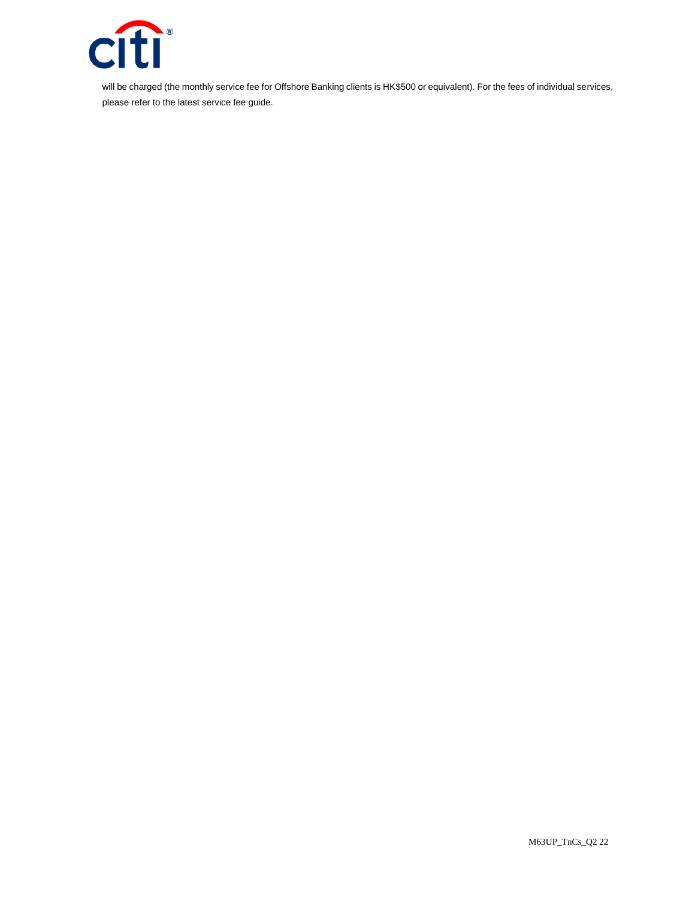will be charged (the monthly service fee for Offshore Banking clients is HK$500 or equivalent). For the fees of individual services, please refer to the latest service fee guide.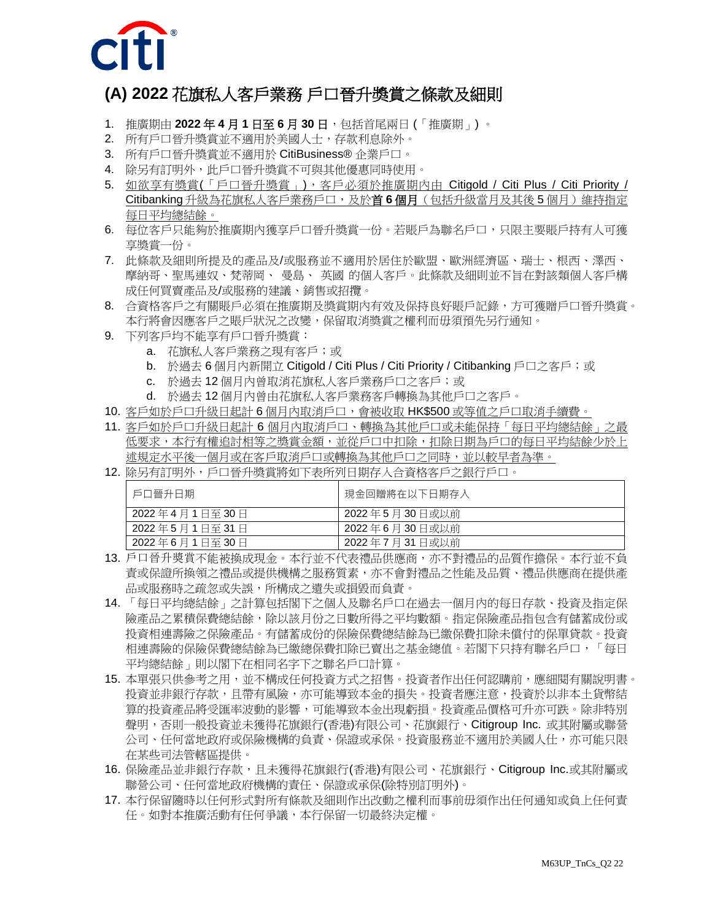## (A) 2022 花旗私人客戶業務 戶口晉升獎賞之條款及細則

1. 推廣期由 **2022 年 4 月 1 日至 6 月 30 日**，包括首尾兩日 (「推廣期」) 。
2. 所有戶口晉升獎賞並不適用於美國人士，存款利息除外。
3. 所有戶口晉升獎賞並不適用於 CitiBusiness® 企業戶口。
4. 除另有訂明外，此戶口晉升獎賞不可與其他優惠同時使用。
5. 如欲享有獎賞(「戶口晉升獎賞」)，客戶必須於推廣期內由 Citigold / Citi Plus / Citi Priority / Citibanking 升級為花旗私人客戶業務戶口，及於**首 6 個月**（包括升級當月及其後 5 個月）維持指定每日平均總結餘。
6. 每位客戶只能夠於推廣期內獲享戶口晉升獎賞一份。若賬戶為聯名戶口，只限主要賬戶持有人可獲享獎賞一份。
7. 此條款及細則所提及的產品及/或服務並不適用於居住於歐盟、歐洲經濟區、瑞士、根西、澤西、摩納哥、聖馬連奴、梵蒂岡、 曼島、 英國 的個人客戶。此條款及細則並不旨在對該類個人客戶構成任何買賣產品及/或服務的建議、銷售或招攬。
8. 合資格客戶之有關賬戶必須在推廣期及獎賞期內有效及保持良好賬戶記錄，方可獲贈戶口晉升獎賞。本行將會因應客戶之賬戶狀況之改變，保留取消獎賞之權利而毋須預先另行通知。
9. 下列客戶均不能享有戶口晉升獎賞：
   a. 花旗私人客戶業務之現有客戶；或
   b. 於過去 6 個月內新開立 Citigold / Citi Plus / Citi Priority / Citibanking 戶口之客戶；或
   c. 於過去 12 個月內曾取消花旗私人客戶業務戶口之客戶；或
   d. 於過去 12 個月內曾由花旗私人客戶業務客戶轉換為其他戶口之客戶。
10. 客戶如於戶口升級日起計 6 個月內取消戶口，會被收取 HK$500 或等值之戶口取消手續費。
11. 客戶如於戶口升級日起計 6 個月內取消戶口、轉換為其他戶口或未能保持「每日平均總結餘」之最低要求，本行有權追討相等之獎賞金額，並從戶口中扣除，扣除日期為戶口的每日平均結餘少於上述規定水平後一個月或在客戶取消戶口或轉換為其他戶口之同時，並以較早者為準。
12. 除另有訂明外，戶口晉升獎賞將如下表所列日期存入合資格客戶之銀行戶口。

| 戶口晉升日期 | 現金回贈將在以下日期存入 |
|---|---|
| 2022 年 4 月 1 日至 30 日 | 2022 年 5 月 30 日或以前 |
| 2022 年 5 月 1 日至 31 日 | 2022 年 6 月 30 日或以前 |
| 2022 年 6 月 1 日至 30 日 | 2022 年 7 月 31 日或以前 |

13. 戶口晉升獎賞不能被換成現金。本行並不代表禮品供應商，亦不對禮品的品質作擔保。本行並不負責或保證所換領之禮品或提供機構之服務質素，亦不會對禮品之性能及品質、禮品供應商在提供產品或服務時之疏忽或失誤，所構成之遺失或損毀而負責。
14. 「每日平均總結餘」之計算包括閣下之個人及聯名戶口在過去一個月內的每日存款、投資及指定保險產品之累積保費總結餘，除以該月份之日數所得之平均數額。指定保險產品指包含有儲蓄成份或投資相連壽險之保險產品。有儲蓄成份的保險保費總結餘為已繳保費扣除未償付的保單貸款。投資相連壽險的保險保費總結餘為已繳總保費扣除已賣出之基金總值。若閣下只持有聯名戶口，「每日平均總結餘」則以閣下在相同名字下之聯名戶口計算。
15. 本單張只供參考之用，並不構成任何投資方式之招售。投資者作出任何認購前，應細閱有關說明書。投資並非銀行存款，且帶有風險，亦可能導致本金的損失。投資者應注意，投資於以非本土貨幣結算的投資產品將受匯率波動的影響，可能導致本金出現虧損。投資產品價格可升亦可跌。除非特別聲明，否則一般投資並未獲得花旗銀行(香港)有限公司、花旗銀行、Citigroup Inc. 或其附屬或聯營公司、任何當地政府或保險機構的負責、保證或承保。投資服務並不適用於美國人仕，亦可能只限在某些司法管轄區提供。
16. 保險產品並非銀行存款，且未獲得花旗銀行(香港)有限公司、花旗銀行、Citigroup Inc.或其附屬或聯營公司、任何當地政府機構的責任、保證或承保(除特別註明外)。
17. 本行保留隨時以任何形式對所有條款及細則作出改動之權利而事前毋須作出任何通知或負上任何責任。如對本推廣活動有任何爭議，本行保留一切最終決定權。

M63UP_TnCs_Q2 22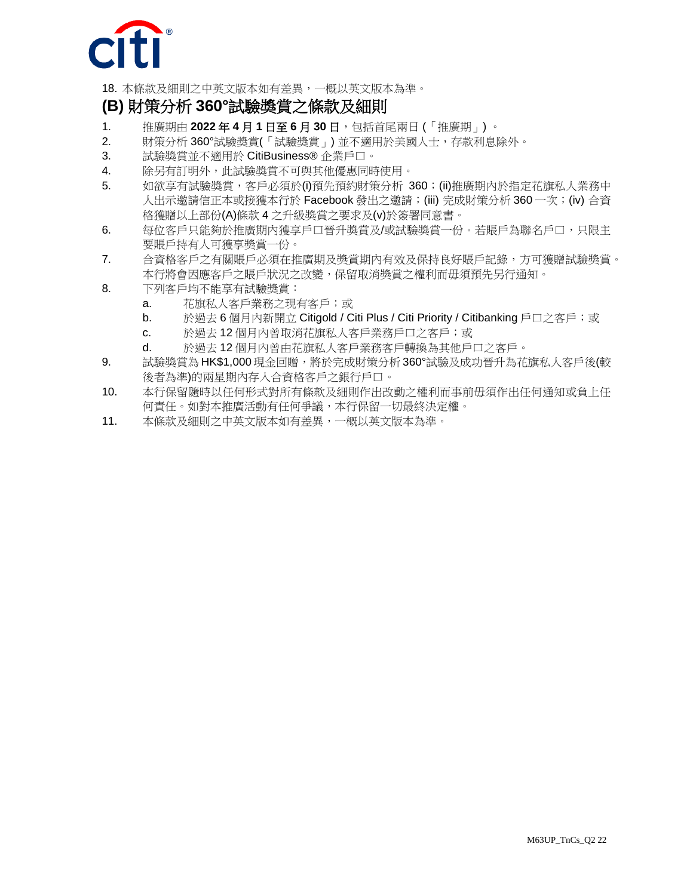18. 本條款及細則之中英文版本如有差異，一概以英文版本為準。

## (B) 財策分析 360°試驗獎賞之條款及細則

1. 推廣期由 **2022 年 4 月 1 日**至 **6 月 30 日**，包括首尾兩日 (「推廣期」) 。
2. 財策分析 360°試驗獎賞(「試驗獎賞」) 並不適用於美國人士，存款利息除外。
3. 試驗獎賞並不適用於 CitiBusiness® 企業戶口。
4. 除另有訂明外，此試驗獎賞不可與其他優惠同時使用。
5. 如欲享有試驗獎賞，客戶必須於(i)預先預約財策分析 360；(ii)推廣期內於指定花旗私人業務中人出示邀請信正本或接獲本行於 Facebook 發出之邀請；(iii) 完成財策分析 360 一次；(iv) 合資格獲贈以上部份(A)條款 4 之升級獎賞之要求及(v)於簽署同意書。
6. 每位客戶只能夠於推廣期內獲享戶口晉升獎賞及/或試驗獎賞一份。若賬戶為聯名戶口，只限主要賬戶持有人可獲享獎賞一份。
7. 合資格客戶之有關賬戶必須在推廣期及獎賞期內有效及保持良好賬戶記錄，方可獲贈試驗獎賞。本行將會因應客戶之賬戶狀況之改變，保留取消獎賞之權利而毋須預先另行通知。
8. 下列客戶均不能享有試驗獎賞：
   a. 花旗私人客戶業務之現有客戶；或
   b. 於過去 6 個月內新開立 Citigold / Citi Plus / Citi Priority / Citibanking 戶口之客戶；或
   c. 於過去 12 個月內曾取消花旗私人客戶業務戶口之客戶；或
   d. 於過去 12 個月內曾由花旗私人客戶業務客戶轉換為其他戶口之客戶。
9. 試驗獎賞為 HK$1,000 現金回贈，將於完成財策分析 360°試驗及成功晉升為花旗私人客戶後(較後者為準)的兩星期內存入合資格客戶之銀行戶口。
10. 本行保留隨時以任何形式對所有條款及細則作出改動之權利而事前毋須作出任何通知或負上任何責任。如對本推廣活動有任何爭議，本行保留一切最終決定權。
11. 本條款及細則之中英文版本如有差異，一概以英文版本為準。

M63UP_TnCs_Q2 22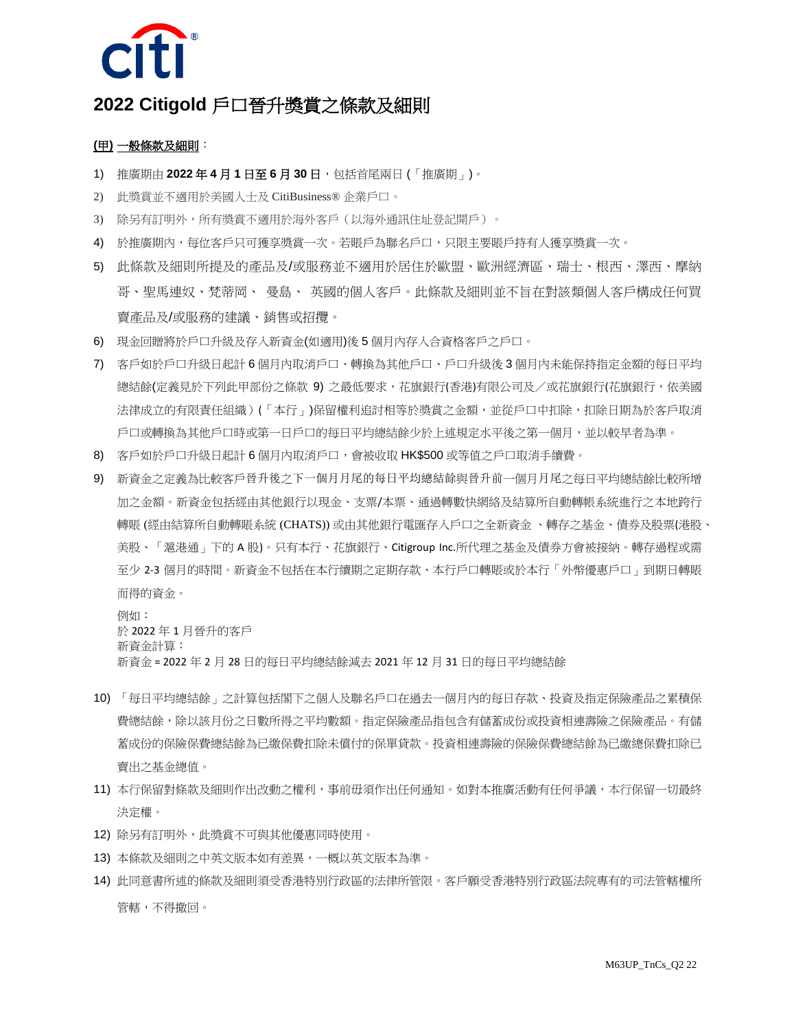# 2022 Citigold 戶口晉升獎賞之條款及細則

**(甲) 一般條款及細則**：

1) 推廣期由 **2022 年 4 月 1 日至 6 月 30 日**，包括首尾兩日 (「推廣期」)。
2) 此獎賞並不適用於美國人士及 CitiBusiness® 企業戶口。
3) 除另有訂明外，所有獎賞不適用於海外客戶（以海外通訊住址登記開戶）。
4) 於推廣期內，每位客戶只可獲享獎賞一次。若賬戶為聯名戶口，只限主要賬戶持有人獲享獎賞一次。
5) 此條款及細則所提及的產品及/或服務並不適用於居住於歐盟、歐洲經濟區、瑞士、根西、澤西、摩納哥、聖馬連奴、梵蒂岡、 曼島、 英國的個人客戶。此條款及細則並不旨在對該類個人客戶構成任何買賣產品及/或服務的建議、銷售或招攬。
6) 現金回贈將於戶口升級及存入新資金(如適用)後 5 個月內存入合資格客戶之戶口。
7) 客戶如於戶口升級日起計 6 個月內取消戶口、轉換為其他戶口、戶口升級後 3 個月內未能保持指定金額的每日平均總結餘(定義見於下列此甲部份之條款 9) 之最低要求，花旗銀行(香港)有限公司及／或花旗銀行(花旗銀行，依美國法律成立的有限責任組織）(「本行」)保留權利追討相等於獎賞之金額，並從戶口中扣除，扣除日期為於客戶取消戶口或轉換為其他戶口時或第一日戶口的每日平均總結餘少於上述規定水平後之第一個月，並以較早者為準。
8) 客戶如於戶口升級日起計 6 個月內取消戶口，會被收取 HK$500 或等值之戶口取消手續費。
9) 新資金之定義為比較客戶晉升後之下一個月月尾的每日平均總結餘與晉升前一個月月尾之每日平均總結餘比較所增加之金額。新資金包括經由其他銀行以現金、支票/本票、通過轉數快網絡及結算所自動轉帳系統進行之本地跨行轉賬 (經由結算所自動轉賬系統 (CHATS)) 或由其他銀行電匯存入戶口之全新資金 、轉存之基金、債券及股票(港股、美股、「滬港通」下的 A 股)。只有本行、花旗銀行、Citigroup Inc.所代理之基金及債券方會被接納。轉存過程或需至少 2-3 個月的時間。新資金不包括在本行續期之定期存款、本行戶口轉賬或於本行「外幣優惠戶口」到期日轉賬而得的資金。

   例如：
   於 2022 年 1 月晉升的客戶
   新資金計算：
   新資金 = 2022 年 2 月 28 日的每日平均總結餘減去 2021 年 12 月 31 日的每日平均總結餘

10) 「每日平均總結餘」之計算包括閣下之個人及聯名戶口在過去一個月內的每日存款、投資及指定保險產品之累積保費總結餘，除以該月份之日數所得之平均數額。指定保險產品指包含有儲蓄成份或投資相連壽險之保險產品。有儲蓄成份的保險保費總結餘為已繳保費扣除未償付的保單貸款。投資相連壽險的保險保費總結餘為已繳總保費扣除已賣出之基金總值。
11) 本行保留對條款及細則作出改動之權利，事前毋須作出任何通知。如對本推廣活動有任何爭議，本行保留一切最終決定權。
12) 除另有訂明外，此獎賞不可與其他優惠同時使用。
13) 本條款及細則之中英文版本如有差異，一概以英文版本為準。
14) 此同意書所述的條款及細則須受香港特別行政區的法律所管限。客戶願受香港特別行政區法院專有的司法管轄權所管轄，不得撤回。

M63UP_TnCs_Q2 22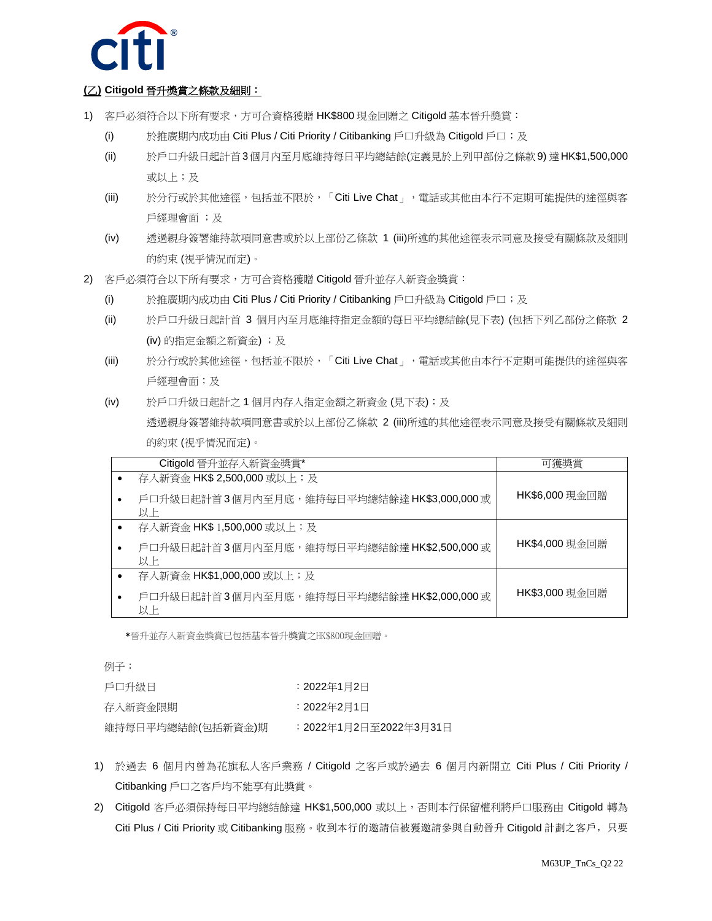**(乙) Citigold 晉升獎賞之條款及細則：**

1) 客戶必須符合以下所有要求，方可合資格獲贈 HK$800 現金回贈之 Citigold 基本晉升獎賞：
   - (i) 於推廣期內成功由 Citi Plus / Citi Priority / Citibanking 戶口升級為 Citigold 戶口；及
   - (ii) 於戶口升級日起計首3個月內至月底維持每日平均總結餘(定義見於上列甲部份之條款9) 達HK$1,500,000或以上；及
   - (iii) 於分行或於其他途徑，包括並不限於，「Citi Live Chat」，電話或其他由本行不定期可能提供的途徑與客戶經理會面 ；及
   - (iv) 透過親身簽署維持款項同意書或於以上部份乙條款 1 (iii)所述的其他途徑表示同意及接受有關條款及細則的約束 (視乎情況而定)。

2) 客戶必須符合以下所有要求，方可合資格獲贈 Citigold 晉升並存入新資金獎賞：
   - (i) 於推廣期內成功由 Citi Plus / Citi Priority / Citibanking 戶口升級為 Citigold 戶口；及
   - (ii) 於戶口升級日起計首 3 個月內至月底維持指定金額的每日平均總結餘(見下表) (包括下列乙部份之條款 2 (iv) 的指定金額之新資金) ；及
   - (iii) 於分行或於其他途徑，包括並不限於，「Citi Live Chat」，電話或其他由本行不定期可能提供的途徑與客戶經理會面；及
   - (iv) 於戶口升級日起計之 1 個月內存入指定金額之新資金 (見下表)；及
   
     透過親身簽署維持款項同意書或於以上部份乙條款 2 (iii)所述的其他途徑表示同意及接受有關條款及細則的約束 (視乎情況而定)。

| Citigold 晉升並存入新資金獎賞* | 可獲獎賞 |
|---|---|
| • 存入新資金 HK$ 2,500,000 或以上；及<br>• 戶口升級日起計首3個月內至月底，維持每日平均總結餘達 HK$3,000,000 或以上 | HK$6,000 現金回贈 |
| • 存入新資金 HK$ 1,500,000 或以上；及<br>• 戶口升級日起計首3個月內至月底，維持每日平均總結餘達 HK$2,500,000 或以上 | HK$4,000 現金回贈 |
| • 存入新資金 HK$1,000,000 或以上；及<br>• 戶口升級日起計首3個月內至月底，維持每日平均總結餘達 HK$2,000,000 或以上 | HK$3,000 現金回贈 |

*晉升並存入新資金獎賞已包括基本晉升獎賞之HK$800現金回贈。

例子：

| | |
|---|---|
| 戶口升級日 | ：2022年1月2日 |
| 存入新資金限期 | ：2022年2月1日 |
| 維持每日平均總結餘(包括新資金)期 | ：2022年1月2日至2022年3月31日 |

1) 於過去 6 個月內曾為花旗私人客戶業務 / Citigold 之客戶或於過去 6 個月內新開立 Citi Plus / Citi Priority / Citibanking 戶口之客戶均不能享有此獎賞。
2) Citigold 客戶必須保持每日平均總結餘達 HK$1,500,000 或以上，否則本行保留權利將戶口服務由 Citigold 轉為 Citi Plus / Citi Priority 或 Citibanking 服務。收到本行的邀請信被獲邀請參與自動晉升 Citigold 計劃之客戶，只要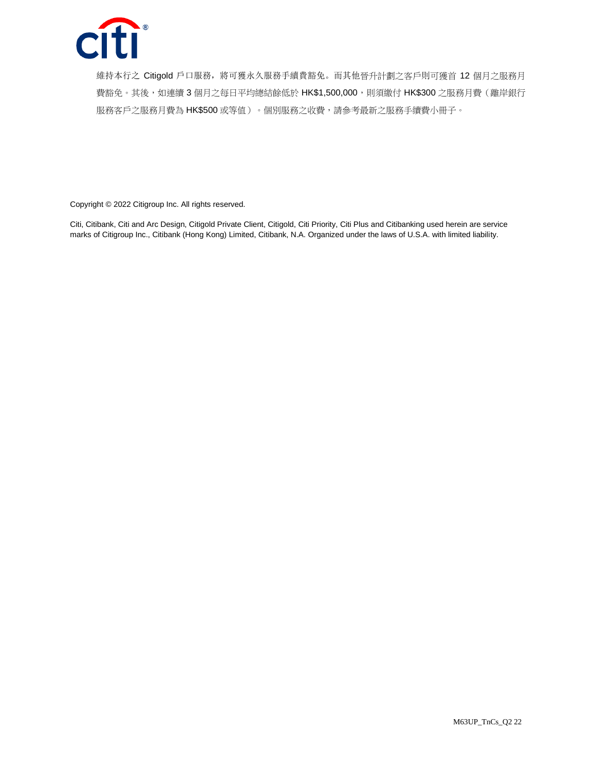維持本行之 Citigold 戶口服務，將可獲永久服務手續費豁免。而其他晉升計劃之客戶則可獲首 12 個月之服務月費豁免。其後，如連續 3 個月之每日平均總結餘低於 HK$1,500,000，則須繳付 HK$300 之服務月費（離岸銀行服務客戶之服務月費為 HK$500 或等值）。個別服務之收費，請參考最新之服務手續費小冊子。

Copyright © 2022 Citigroup Inc. All rights reserved.

Citi, Citibank, Citi and Arc Design, Citigold Private Client, Citigold, Citi Priority, Citi Plus and Citibanking used herein are service marks of Citigroup Inc., Citibank (Hong Kong) Limited, Citibank, N.A. Organized under the laws of U.S.A. with limited liability.

M63UP_TnCs_Q2 22